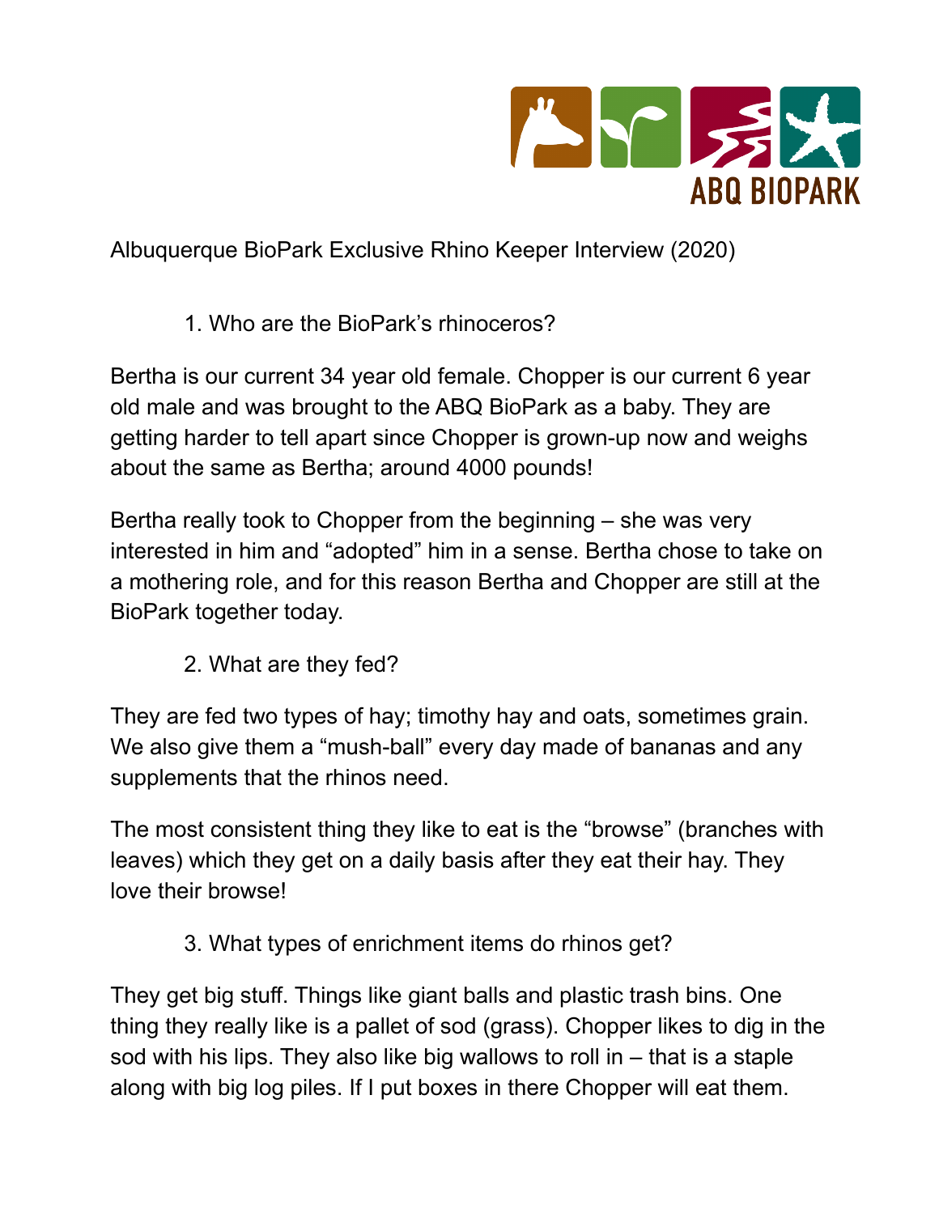Albuquerque BioPark Exclusive Rhino Keeper Interview (2020)

1. Who are the BioPark's rhinoceros?

Bertha is our current 34 year old female. Chopper is our current 6 year old male and was brought to the ABQ BioPark as a baby. They are getting harder to tell apart since Chopper is grown-up now and weighs about the same as Bertha; around 4000 pounds!

Bertha really took to Chopper from the beginning – she was very interested in him and "adopted" him in a sense. Bertha chose to take on a mothering role, and for this reason Bertha and Chopper are still at the BioPark together today.

2. What are they fed?

They are fed two types of hay; timothy hay and oats, sometimes grain. We also give them a "mush-ball" every day made of bananas and any supplements that the rhinos need.

The most consistent thing they like to eat is the "browse" (branches with leaves) which they get on a daily basis after they eat their hay. They love their browse!

3. What types of enrichment items do rhinos get?

They get big stuff. Things like giant balls and plastic trash bins. One thing they really like is a pallet of sod (grass). Chopper likes to dig in the sod with his lips. They also like big wallows to roll in – that is a staple along with big log piles. If I put boxes in there Chopper will eat them.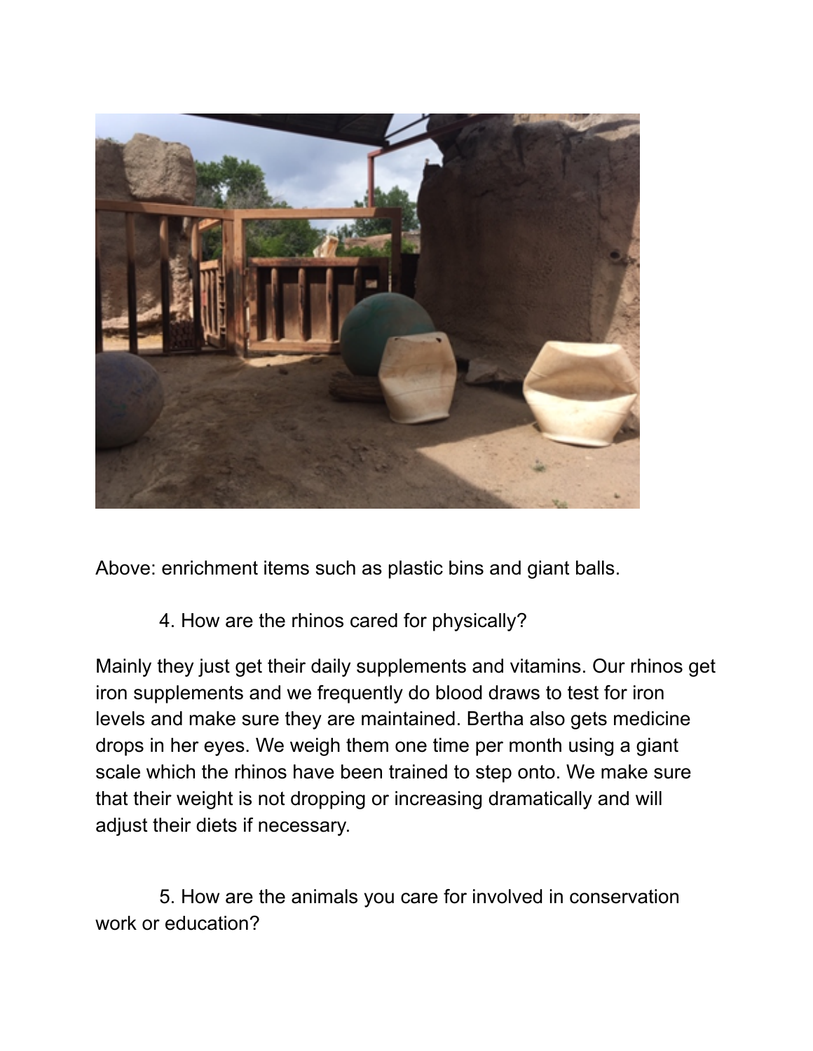Above: enrichment items such as plastic bins and giant balls.

4. How are the rhinos cared for physically?

Mainly they just get their daily supplements and vitamins. Our rhinos get iron supplements and we frequently do blood draws to test for iron levels and make sure they are maintained. Bertha also gets medicine drops in her eyes. We weigh them one time per month using a giant scale which the rhinos have been trained to step onto. We make sure that their weight is not dropping or increasing dramatically and will adjust their diets if necessary.

5. How are the animals you care for involved in conservation work or education?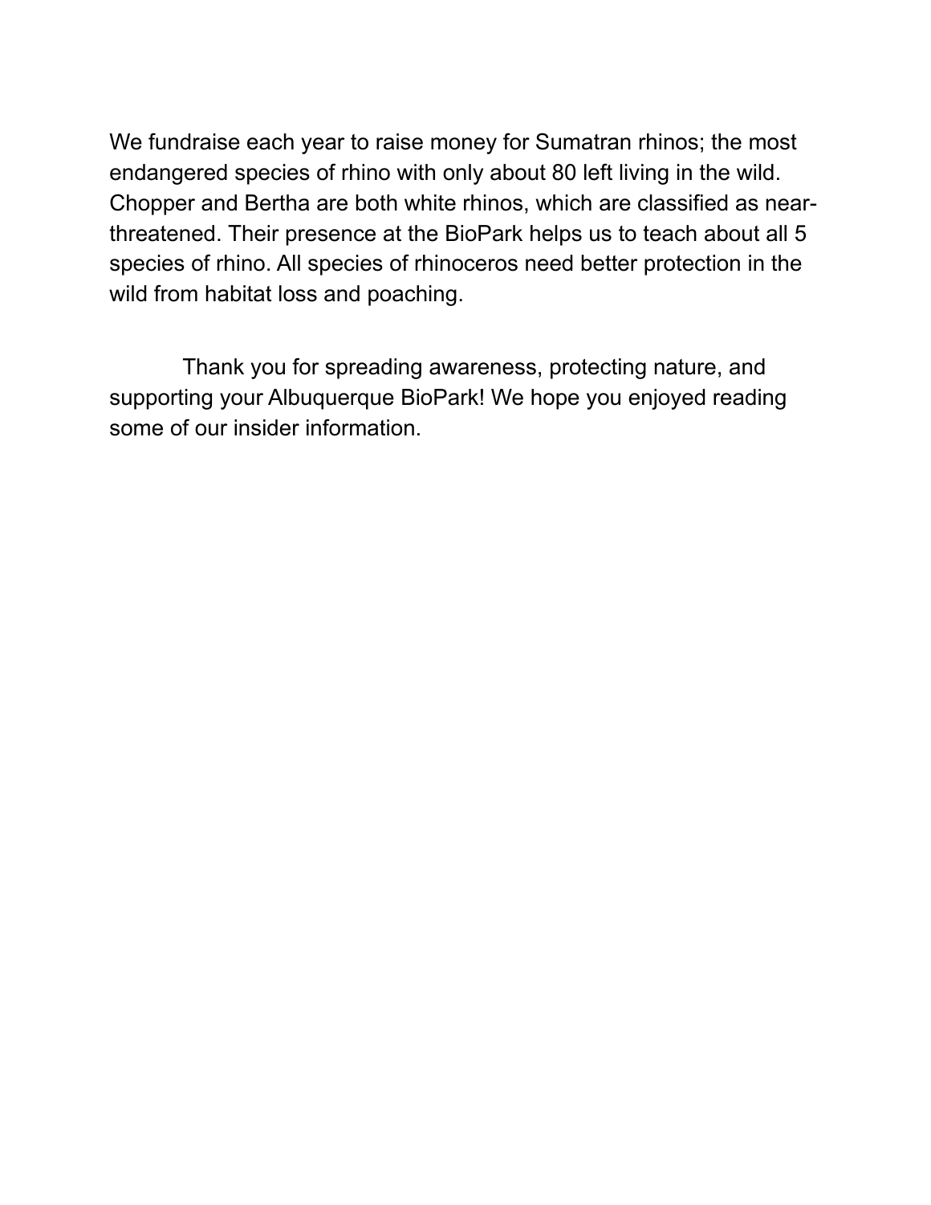We fundraise each year to raise money for Sumatran rhinos; the most endangered species of rhino with only about 80 left living in the wild. Chopper and Bertha are both white rhinos, which are classified as near-threatened. Their presence at the BioPark helps us to teach about all 5 species of rhino. All species of rhinoceros need better protection in the wild from habitat loss and poaching.

Thank you for spreading awareness, protecting nature, and supporting your Albuquerque BioPark! We hope you enjoyed reading some of our insider information.